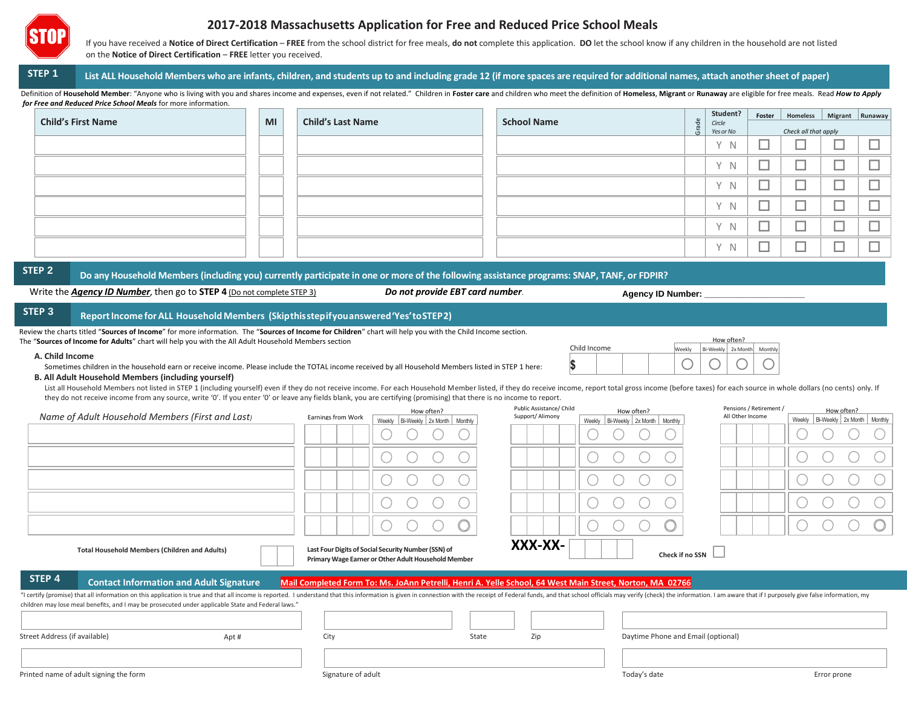# 2017-2018 Massachusetts Application for Free and Reduced Price School Meals

STOP

If you have received a **Notice of Direct Certification** – **FREE** from the school district for free meals, **do not** complete this application. **DO** let the school know if any children in the household are not listed on the **Notice of Direct Certification** – **FREE** letter you received.

## STEP 1 List ALL Household Members who are infants, children, and students up to and including grade 12 (if more spaces are required for additional names, attach another sheet of paper)

Definition of **Household Member**: "Anyone who is living with you and shares income and expenses, even if not related." Children in **Foster care** and children who meet the definition of **Homeless**, **Migrant** or **Runaway** are eligible for free meals. Read ***How to Apply for Free and Reduced Price School Meals*** for more information.

| Child's First Name | MI | Child's Last Name | School Name | Grade | Student? *Circle Yes or No* | Foster | Homeless | Migrant | Runaway |
|---|---|---|---|---|---|---|---|---|---|
| | | | | | | *Check all that apply* | | | |
| | | | | | Y N | ☐ | ☐ | ☐ | ☐ |
| | | | | | Y N | ☐ | ☐ | ☐ | ☐ |
| | | | | | Y N | ☐ | ☐ | ☐ | ☐ |
| | | | | | Y N | ☐ | ☐ | ☐ | ☐ |
| | | | | | Y N | ☐ | ☐ | ☐ | ☐ |
| | | | | | Y N | ☐ | ☐ | ☐ | ☐ |

## STEP 2 Do any Household Members (including you) currently participate in one or more of the following assistance programs: SNAP, TANF, or FDPIR?

Write the ***Agency ID Number***, then go to **STEP 4** (Do not complete STEP 3) ***Do not provide EBT card number.*** **Agency Number:** ____________________

## STEP 3 Report Income for ALL Household Members (Skip this step if you answered 'Yes' to STEP 2)

Review the charts titled "**Sources of Income**" for more information. The "**Sources of Income for Children**" chart will help you with the Child Income section. The "**Sources of Income for Adults**" chart will help you with the All Adult Household Members section

**A. Child Income**

Sometimes children in the household earn or receive income. Please include the TOTAL income received by all Household Members listed in STEP 1 here:

| Child Income | How often? Weekly | Bi-Weekly | 2x Month | Monthly |
|---|---|---|---|---|
| $ | ○ | ○ | ○ | ○ |

**B. All Adult Household Members (including yourself)**

List all Household Members not listed in STEP 1 (including yourself) even if they do not receive income. For each Household Member listed, if they do receive income, report total gross income (before taxes) for each source in whole dollars (no cents) only. If they do not receive income from any source, write '0'. If you enter '0' or leave any fields blank, you are certifying (promising) that there is no income to report.

| *Name of Adult Household Members (First and Last)* | Earnings from Work | How often? Weekly | Bi-Weekly | 2x Month | Monthly | Public Assistance/ Child Support/ Alimony | How often? Weekly | Bi-Weekly | 2x Month | Monthly | Pensions / Retirement / All Other Income | How often? Weekly | Bi-Weekly | 2x Month | Monthly |
|---|---|---|---|---|---|---|---|---|---|---|---|---|---|---|---|
| | | ○ | ○ | ○ | ○ | | ○ | ○ | ○ | ○ | | ○ | ○ | ○ | ○ |
| | | ○ | ○ | ○ | ○ | | ○ | ○ | ○ | ○ | | ○ | ○ | ○ | ○ |
| | | ○ | ○ | ○ | ○ | | ○ | ○ | ○ | ○ | | ○ | ○ | ○ | ○ |
| | | ○ | ○ | ○ | ○ | | ○ | ○ | ○ | ○ | | ○ | ○ | ○ | ○ |
| | | ○ | ○ | ○ | ○ | | ○ | ○ | ○ | ○ | | ○ | ○ | ○ | ○ |

**Total Household Members (Children and Adults)** ______

**Last Four Digits of Social Security Number (SSN) of Primary Wage Earner or Other Adult Household Member** **XXX-XX-** ______ **Check if no SSN** ☐

## STEP 4 Contact Information and Adult Signature

**Mail Completed Form To: Ms. JoAnn Petrelli, Henri A. Yelle School, 64 West Main Street, Norton, MA 02766**

"I certify (promise) that all information on this application is true and that all income is reported. I understand that this information is given in connection with the receipt of Federal funds, and that school officials may verify (check) the information. I am aware that if I purposely give false information, my children may lose meal benefits, and I may be prosecuted under applicable State and Federal laws."

| Street Address (if available) | Apt # | City | State | Zip | Daytime Phone and Email (optional) |
|---|---|---|---|---|---|
| | | | | | |

| Printed name of adult signing the form | Signature of adult | Today's date |
|---|---|---|
| | | |

Error prone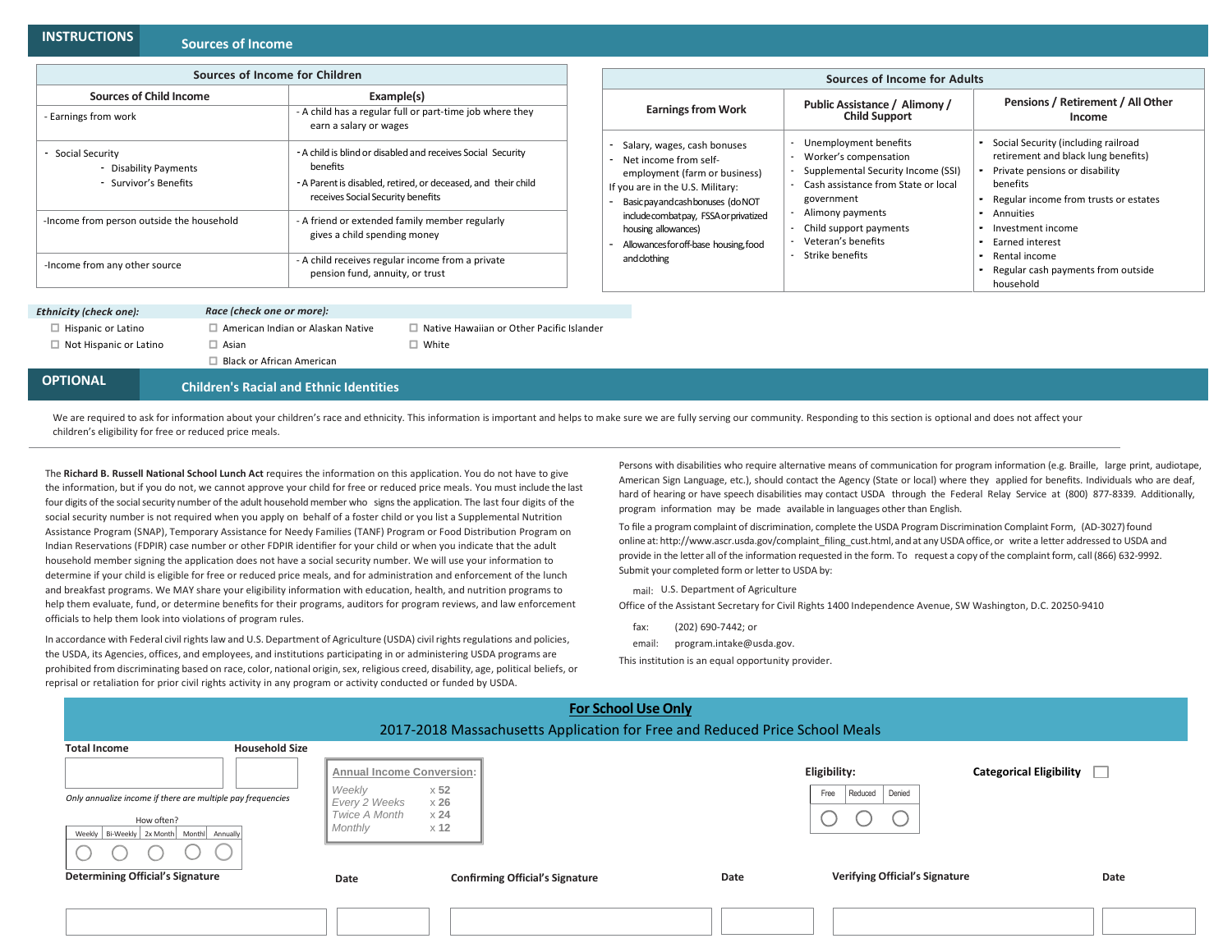## INSTRUCTIONS — Sources of Income

### Sources of Income for Children

| Sources of Child Income | Example(s) |
| --- | --- |
| - Earnings from work | - A child has a regular full or part-time job where they earn a salary or wages |
| - Social Security<br>- Disability Payments<br>- Survivor's Benefits | - A child is blind or disabled and receives Social Security benefits<br>- A Parent is disabled, retired, or deceased, and their child receives Social Security benefits |
| -Income from person outside the household | - A friend or extended family member regularly gives a child spending money |
| -Income from any other source | - A child receives regular income from a private pension fund, annuity, or trust |

### Sources of Income for Adults

| Earnings from Work | Public Assistance / Alimony / Child Support | Pensions / Retirement / All Other Income |
| --- | --- | --- |
| - Salary, wages, cash bonuses<br>- Net income from self-employment (farm or business)<br>If you are in the U.S. Military:<br>- Basic pay and cash bonuses (do NOT include combat pay, FSSA or privatized housing allowances)<br>- Allowances for off-base housing, food and clothing | - Unemployment benefits<br>- Worker's compensation<br>- Supplemental Security Income (SSI)<br>- Cash assistance from State or local government<br>- Alimony payments<br>- Child support payments<br>- Veteran's benefits<br>- Strike benefits | - Social Security (including railroad retirement and black lung benefits)<br>- Private pensions or disability benefits<br>- Regular income from trusts or estates<br>- Annuities<br>- Investment income<br>- Earned interest<br>- Rental income<br>- Regular cash payments from outside household |

## OPTIONAL — Children's Racial and Ethnic Identities

*Ethnicity (check one):*

- ☐ Hispanic or Latino
- ☐ Not Hispanic or Latino

*Race (check one or more):*

- ☐ American Indian or Alaskan Native
- ☐ Asian
- ☐ Black or African American
- ☐ Native Hawaiian or Other Pacific Islander
- ☐ White

We are required to ask for information about your children's race and ethnicity. This information is important and helps to make sure we are fully serving our community. Responding to this section is optional and does not affect your children's eligibility for free or reduced price meals.

The **Richard B. Russell National School Lunch Act** requires the information on this application. You do not have to give the information, but if you do not, we cannot approve your child for free or reduced price meals. You must include the last four digits of the social security number of the adult household member who signs the application. The last four digits of the social security number is not required when you apply on behalf of a foster child or you list a Supplemental Nutrition Assistance Program (SNAP), Temporary Assistance for Needy Families (TANF) Program or Food Distribution Program on Indian Reservations (FDPIR) case number or other FDPIR identifier for your child or when you indicate that the adult household member signing the application does not have a social security number. We will use your information to determine if your child is eligible for free or reduced price meals, and for administration and enforcement of the lunch and breakfast programs. We MAY share your eligibility information with education, health, and nutrition programs to help them evaluate, fund, or determine benefits for their programs, auditors for program reviews, and law enforcement officials to help them look into violations of program rules.

In accordance with Federal civil rights law and U.S. Department of Agriculture (USDA) civil rights regulations and policies, the USDA, its Agencies, offices, and employees, and institutions participating in or administering USDA programs are prohibited from discriminating based on race, color, national origin, sex, religious creed, disability, age, political beliefs, or reprisal or retaliation for prior civil rights activity in any program or activity conducted or funded by USDA.

Persons with disabilities who require alternative means of communication for program information (e.g. Braille, large print, audiotape, American Sign Language, etc.), should contact the Agency (State or local) where they applied for benefits. Individuals who are deaf, hard of hearing or have speech disabilities may contact USDA through the Federal Relay Service at (800) 877-8339. Additionally, program information may be made available in languages other than English.

To file a program complaint of discrimination, complete the USDA Program Discrimination Complaint Form, (AD-3027) found online at: http://www.ascr.usda.gov/complaint_filing_cust.html, and at any USDA office, or write a letter addressed to USDA and provide in the letter all of the information requested in the form. To request a copy of the complaint form, call (866) 632-9992. Submit your completed form or letter to USDA by:

mail: U.S. Department of Agriculture
Office of the Assistant Secretary for Civil Rights 1400 Independence Avenue, SW Washington, D.C. 20250-9410

fax: (202) 690-7442; or

email: program.intake@usda.gov.

This institution is an equal opportunity provider.

## For School Use Only

### 2017-2018 Massachusetts Application for Free and Reduced Price School Meals

**Total Income** ________ **Household Size** ________

*Only annualize income if there are multiple pay frequencies*

How often?

| Weekly | Bi-Weekly | 2x Month | Monthly | Annually |
| --- | --- | --- | --- | --- |
| ○ | ○ | ○ | ○ | ○ |

**Annual Income Conversion:**

| | |
| --- | --- |
| Weekly | x 52 |
| Every 2 Weeks | x 26 |
| Twice A Month | x 24 |
| Monthly | x 12 |

**Eligibility:**

| Free | Reduced | Denied |
| --- | --- | --- |
| ○ | ○ | ○ |

**Categorical Eligibility** ☐

**Determining Official's Signature** ________ **Date** ________

**Confirming Official's Signature** ________ **Date** ________

**Verifying Official's Signature** ________ **Date** ________